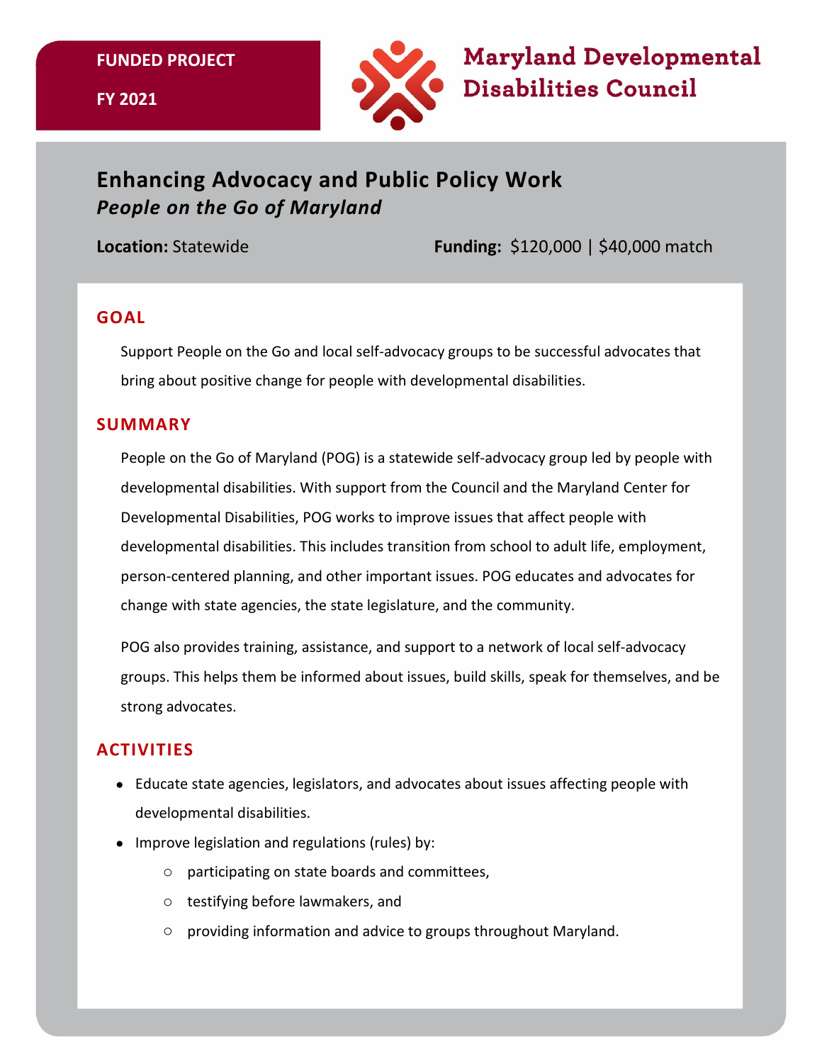**FUNDED PROJECT**

**FY 2021**

Maryland Developmental Disabilities Council

# Enhancing Advocacy and Public Policy Work

***People on the Go of Maryland***

**Location:** Statewide

**Funding:** $120,000 | $40,000 match

## GOAL

Support People on the Go and local self-advocacy groups to be successful advocates that bring about positive change for people with developmental disabilities.

## SUMMARY

People on the Go of Maryland (POG) is a statewide self-advocacy group led by people with developmental disabilities. With support from the Council and the Maryland Center for Developmental Disabilities, POG works to improve issues that affect people with developmental disabilities. This includes transition from school to adult life, employment, person-centered planning, and other important issues. POG educates and advocates for change with state agencies, the state legislature, and the community.

POG also provides training, assistance, and support to a network of local self-advocacy groups. This helps them be informed about issues, build skills, speak for themselves, and be strong advocates.

## ACTIVITIES

- Educate state agencies, legislators, and advocates about issues affecting people with developmental disabilities.
- Improve legislation and regulations (rules) by:
  - participating on state boards and committees,
  - testifying before lawmakers, and
  - providing information and advice to groups throughout Maryland.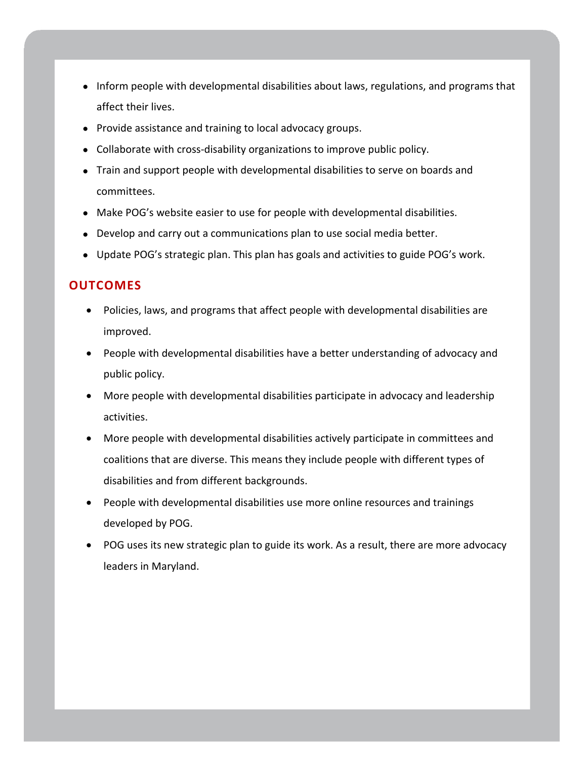- Inform people with developmental disabilities about laws, regulations, and programs that affect their lives.
- Provide assistance and training to local advocacy groups.
- Collaborate with cross-disability organizations to improve public policy.
- Train and support people with developmental disabilities to serve on boards and committees.
- Make POG's website easier to use for people with developmental disabilities.
- Develop and carry out a communications plan to use social media better.
- Update POG's strategic plan. This plan has goals and activities to guide POG's work.

## OUTCOMES

- Policies, laws, and programs that affect people with developmental disabilities are improved.
- People with developmental disabilities have a better understanding of advocacy and public policy.
- More people with developmental disabilities participate in advocacy and leadership activities.
- More people with developmental disabilities actively participate in committees and coalitions that are diverse. This means they include people with different types of disabilities and from different backgrounds.
- People with developmental disabilities use more online resources and trainings developed by POG.
- POG uses its new strategic plan to guide its work. As a result, there are more advocacy leaders in Maryland.